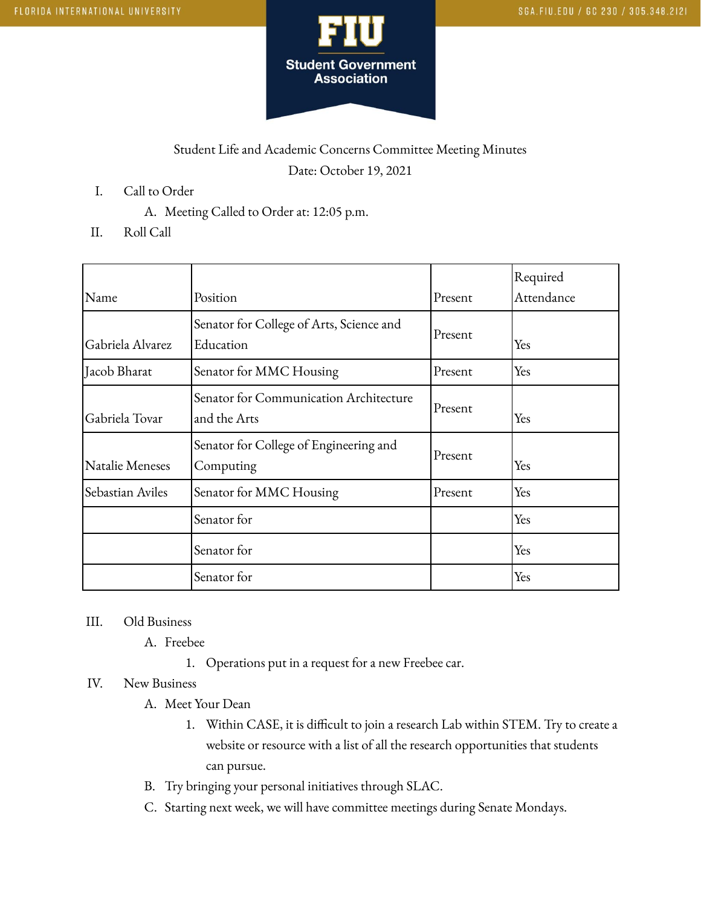Student Life and Academic Concerns Committee Meeting Minutes

Date: October 19, 2021

I. Call to Order
   A. Meeting Called to Order at: 12:05 p.m.

II. Roll Call

| Name | Position | Present | Required Attendance |
|---|---|---|---|
| Gabriela Alvarez | Senator for College of Arts, Science and Education | Present | Yes |
| Jacob Bharat | Senator for MMC Housing | Present | Yes |
| Gabriela Tovar | Senator for Communication Architecture and the Arts | Present | Yes |
| Natalie Meneses | Senator for College of Engineering and Computing | Present | Yes |
| Sebastian Aviles | Senator for MMC Housing | Present | Yes |
| | Senator for | | Yes |
| | Senator for | | Yes |
| | Senator for | | Yes |

III. Old Business
   A. Freebee
      1. Operations put in a request for a new Freebee car.

IV. New Business
   A. Meet Your Dean
      1. Within CASE, it is difficult to join a research Lab within STEM. Try to create a website or resource with a list of all the research opportunities that students can pursue.
   B. Try bringing your personal initiatives through SLAC.
   C. Starting next week, we will have committee meetings during Senate Mondays.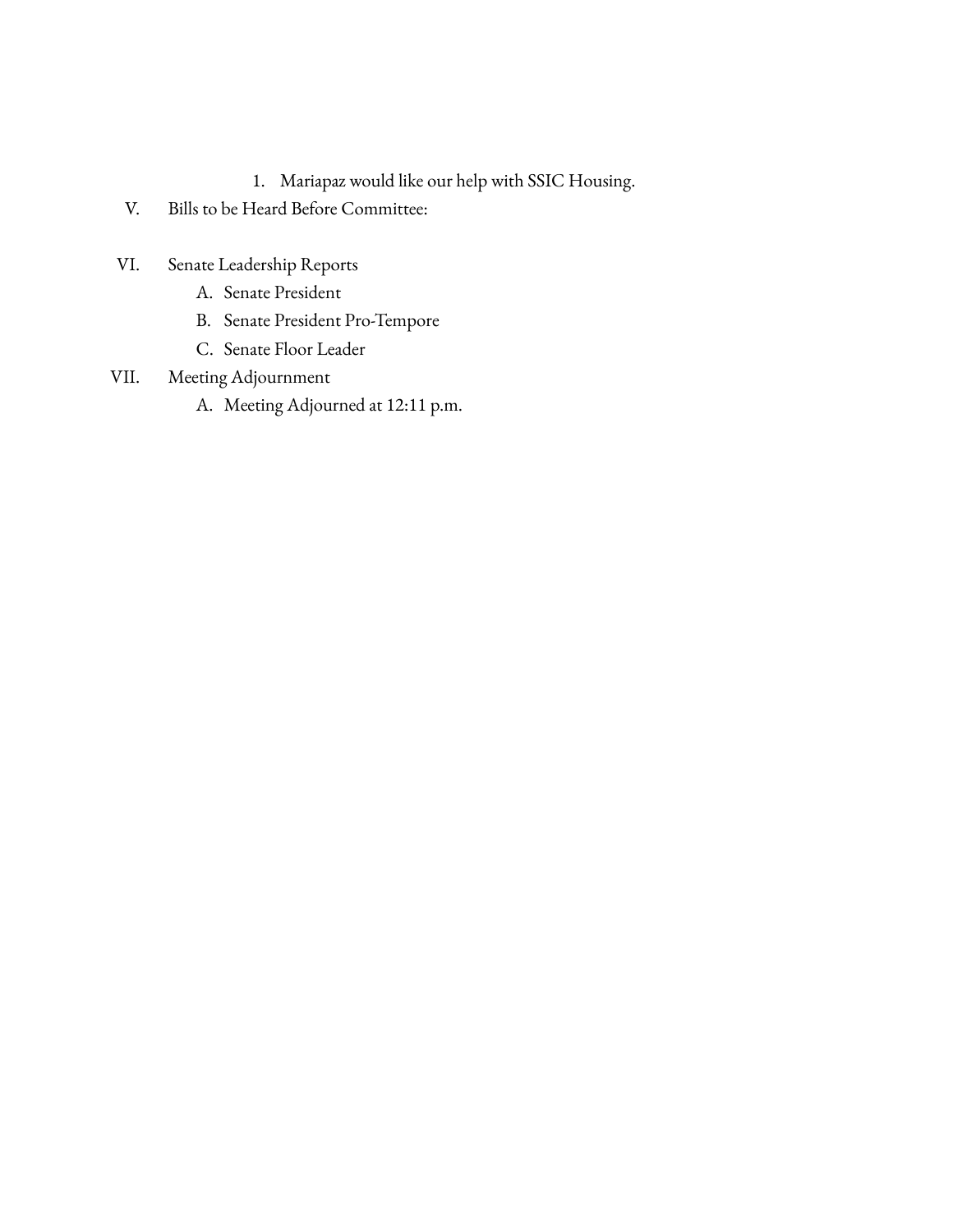1. Mariapaz would like our help with SSIC Housing.

V. Bills to be Heard Before Committee:

VI. Senate Leadership Reports
   - A. Senate President
   - B. Senate President Pro-Tempore
   - C. Senate Floor Leader

VII. Meeting Adjournment
   - A. Meeting Adjourned at 12:11 p.m.